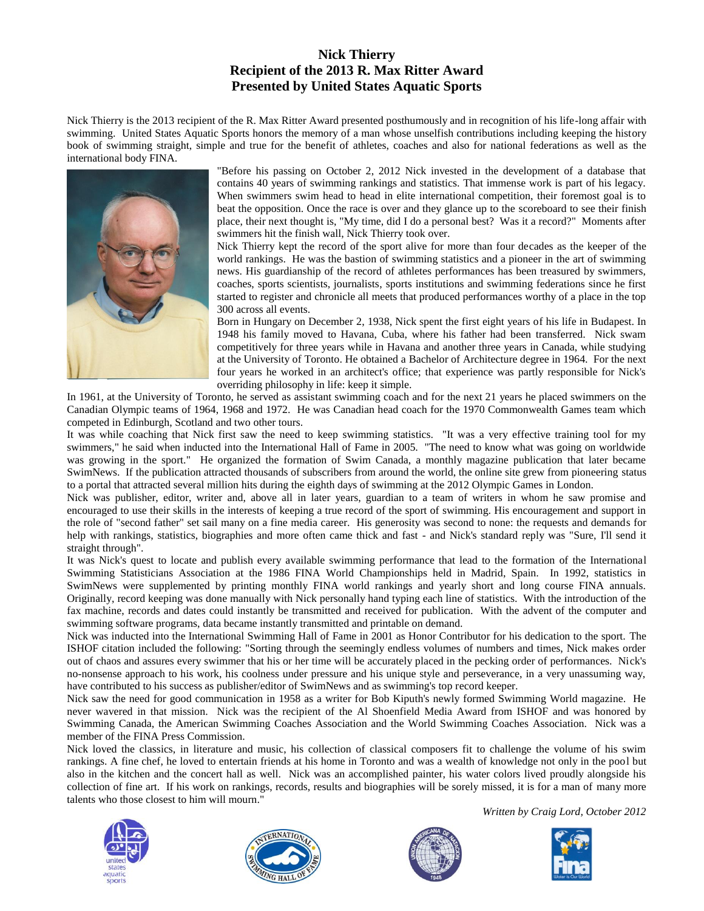# Nick Thierry
## Recipient of the 2013 R. Max Ritter Award
## Presented by United States Aquatic Sports

Nick Thierry is the 2013 recipient of the R. Max Ritter Award presented posthumously and in recognition of his life-long affair with swimming. United States Aquatic Sports honors the memory of a man whose unselfish contributions including keeping the history book of swimming straight, simple and true for the benefit of athletes, coaches and also for national federations as well as the international body FINA.

"Before his passing on October 2, 2012 Nick invested in the development of a database that contains 40 years of swimming rankings and statistics. That immense work is part of his legacy. When swimmers swim head to head in elite international competition, their foremost goal is to beat the opposition. Once the race is over and they glance up to the scoreboard to see their finish place, their next thought is, "My time, did I do a personal best? Was it a record?" Moments after swimmers hit the finish wall, Nick Thierry took over.

Nick Thierry kept the record of the sport alive for more than four decades as the keeper of the world rankings. He was the bastion of swimming statistics and a pioneer in the art of swimming news. His guardianship of the record of athletes performances has been treasured by swimmers, coaches, sports scientists, journalists, sports institutions and swimming federations since he first started to register and chronicle all meets that produced performances worthy of a place in the top 300 across all events.

Born in Hungary on December 2, 1938, Nick spent the first eight years of his life in Budapest. In 1948 his family moved to Havana, Cuba, where his father had been transferred. Nick swam competitively for three years while in Havana and another three years in Canada, while studying at the University of Toronto. He obtained a Bachelor of Architecture degree in 1964. For the next four years he worked in an architect's office; that experience was partly responsible for Nick's overriding philosophy in life: keep it simple.

In 1961, at the University of Toronto, he served as assistant swimming coach and for the next 21 years he placed swimmers on the Canadian Olympic teams of 1964, 1968 and 1972. He was Canadian head coach for the 1970 Commonwealth Games team which competed in Edinburgh, Scotland and two other tours.

It was while coaching that Nick first saw the need to keep swimming statistics. "It was a very effective training tool for my swimmers," he said when inducted into the International Hall of Fame in 2005. "The need to know what was going on worldwide was growing in the sport." He organized the formation of Swim Canada, a monthly magazine publication that later became SwimNews. If the publication attracted thousands of subscribers from around the world, the online site grew from pioneering status to a portal that attracted several million hits during the eighth days of swimming at the 2012 Olympic Games in London.

Nick was publisher, editor, writer and, above all in later years, guardian to a team of writers in whom he saw promise and encouraged to use their skills in the interests of keeping a true record of the sport of swimming. His encouragement and support in the role of "second father" set sail many on a fine media career. His generosity was second to none: the requests and demands for help with rankings, statistics, biographies and more often came thick and fast - and Nick's standard reply was "Sure, I'll send it straight through".

It was Nick's quest to locate and publish every available swimming performance that lead to the formation of the International Swimming Statisticians Association at the 1986 FINA World Championships held in Madrid, Spain. In 1992, statistics in SwimNews were supplemented by printing monthly FINA world rankings and yearly short and long course FINA annuals. Originally, record keeping was done manually with Nick personally hand typing each line of statistics. With the introduction of the fax machine, records and dates could instantly be transmitted and received for publication. With the advent of the computer and swimming software programs, data became instantly transmitted and printable on demand.

Nick was inducted into the International Swimming Hall of Fame in 2001 as Honor Contributor for his dedication to the sport. The ISHOF citation included the following: "Sorting through the seemingly endless volumes of numbers and times, Nick makes order out of chaos and assures every swimmer that his or her time will be accurately placed in the pecking order of performances. Nick's no-nonsense approach to his work, his coolness under pressure and his unique style and perseverance, in a very unassuming way, have contributed to his success as publisher/editor of SwimNews and as swimming's top record keeper.

Nick saw the need for good communication in 1958 as a writer for Bob Kiputh's newly formed Swimming World magazine. He never wavered in that mission. Nick was the recipient of the Al Shoenfield Media Award from ISHOF and was honored by Swimming Canada, the American Swimming Coaches Association and the World Swimming Coaches Association. Nick was a member of the FINA Press Commission.

Nick loved the classics, in literature and music, his collection of classical composers fit to challenge the volume of his swim rankings. A fine chef, he loved to entertain friends at his home in Toronto and was a wealth of knowledge not only in the pool but also in the kitchen and the concert hall as well. Nick was an accomplished painter, his water colors lived proudly alongside his collection of fine art. If his work on rankings, records, results and biographies will be sorely missed, it is for a man of many more talents who those closest to him will mourn."

*Written by Craig Lord, October 2012*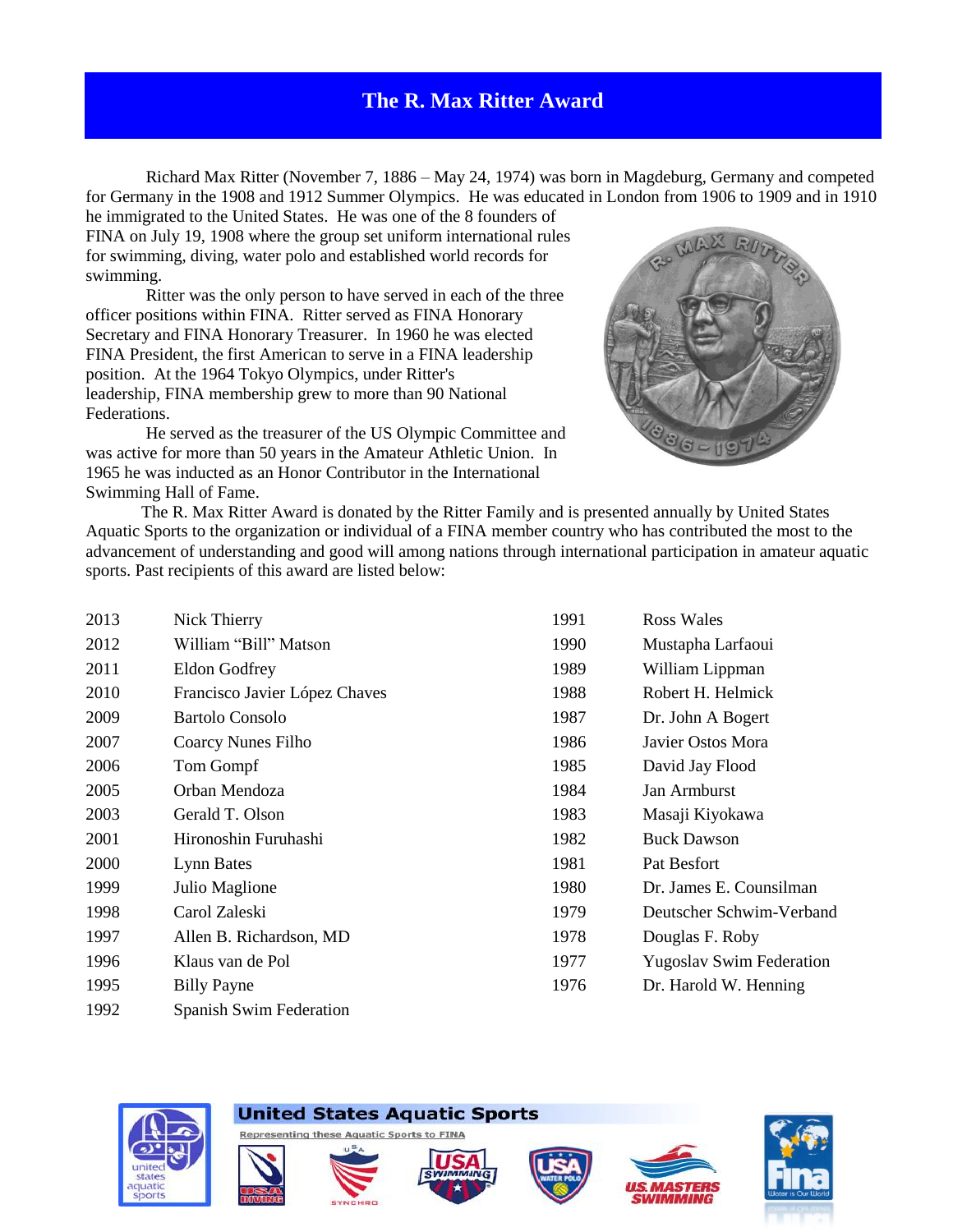# The R. Max Ritter Award

Richard Max Ritter (November 7, 1886 – May 24, 1974) was born in Magdeburg, Germany and competed for Germany in the 1908 and 1912 Summer Olympics. He was educated in London from 1906 to 1909 and in 1910 he immigrated to the United States. He was one of the 8 founders of FINA on July 19, 1908 where the group set uniform international rules for swimming, diving, water polo and established world records for swimming.

Ritter was the only person to have served in each of the three officer positions within FINA. Ritter served as FINA Honorary Secretary and FINA Honorary Treasurer. In 1960 he was elected FINA President, the first American to serve in a FINA leadership position. At the 1964 Tokyo Olympics, under Ritter's leadership, FINA membership grew to more than 90 National Federations.

He served as the treasurer of the US Olympic Committee and was active for more than 50 years in the Amateur Athletic Union. In 1965 he was inducted as an Honor Contributor in the International Swimming Hall of Fame.

The R. Max Ritter Award is donated by the Ritter Family and is presented annually by United States Aquatic Sports to the organization or individual of a FINA member country who has contributed the most to the advancement of understanding and good will among nations through international participation in amateur aquatic sports. Past recipients of this award are listed below:

| | | | |
|---|---|---|---|
| 2013 | Nick Thierry | 1991 | Ross Wales |
| 2012 | William "Bill" Matson | 1990 | Mustapha Larfaoui |
| 2011 | Eldon Godfrey | 1989 | William Lippman |
| 2010 | Francisco Javier López Chaves | 1988 | Robert H. Helmick |
| 2009 | Bartolo Consolo | 1987 | Dr. John A Bogert |
| 2007 | Coarcy Nunes Filho | 1986 | Javier Ostos Mora |
| 2006 | Tom Gompf | 1985 | David Jay Flood |
| 2005 | Orban Mendoza | 1984 | Jan Armburst |
| 2003 | Gerald T. Olson | 1983 | Masaji Kiyokawa |
| 2001 | Hironoshin Furuhashi | 1982 | Buck Dawson |
| 2000 | Lynn Bates | 1981 | Pat Besfort |
| 1999 | Julio Maglione | 1980 | Dr. James E. Counsilman |
| 1998 | Carol Zaleski | 1979 | Deutscher Schwim-Verband |
| 1997 | Allen B. Richardson, MD | 1978 | Douglas F. Roby |
| 1996 | Klaus van de Pol | 1977 | Yugoslav Swim Federation |
| 1995 | Billy Payne | 1976 | Dr. Harold W. Henning |
| 1992 | Spanish Swim Federation | | |

United States Aquatic Sports

Representing these Aquatic Sports to FINA